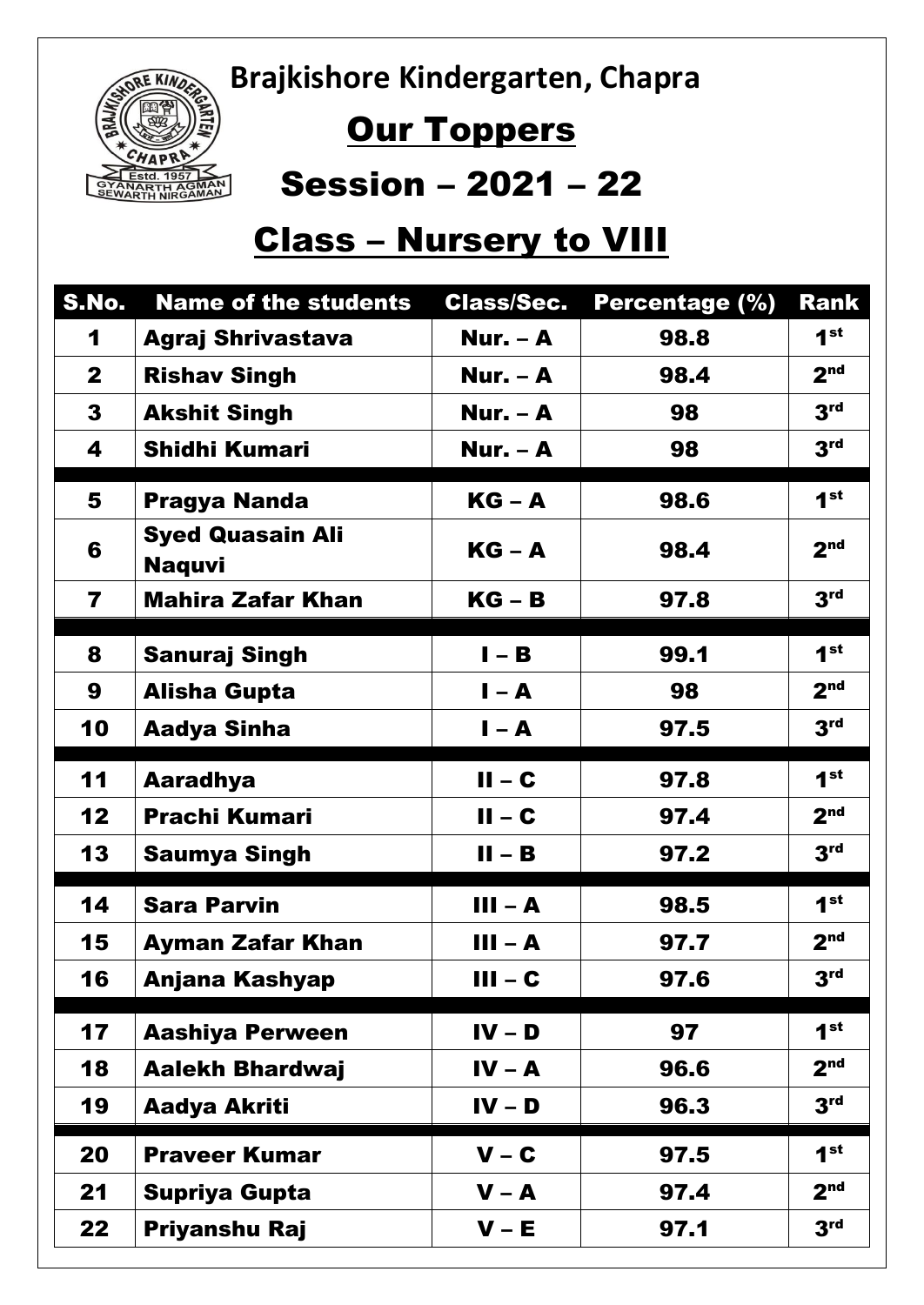# Brajkishore Kindergarten, Chapra

## Our Toppers

## Session – 2021 – 22

## Class – Nursery to VIII

| S.No. | Name of the students | Class/Sec. | Percentage (%) | Rank |
|---|---|---|---|---|
| 1 | Agraj Shrivastava | Nur. – A | 98.8 | 1st |
| 2 | Rishav Singh | Nur. – A | 98.4 | 2nd |
| 3 | Akshit Singh | Nur. – A | 98 | 3rd |
| 4 | Shidhi Kumari | Nur. – A | 98 | 3rd |
| 5 | Pragya Nanda | KG – A | 98.6 | 1st |
| 6 | Syed Quasain Ali Naquvi | KG – A | 98.4 | 2nd |
| 7 | Mahira Zafar Khan | KG – B | 97.8 | 3rd |
| 8 | Sanuraj Singh | I – B | 99.1 | 1st |
| 9 | Alisha Gupta | I – A | 98 | 2nd |
| 10 | Aadya Sinha | I – A | 97.5 | 3rd |
| 11 | Aaradhya | II – C | 97.8 | 1st |
| 12 | Prachi Kumari | II – C | 97.4 | 2nd |
| 13 | Saumya Singh | II – B | 97.2 | 3rd |
| 14 | Sara Parvin | III – A | 98.5 | 1st |
| 15 | Ayman Zafar Khan | III – A | 97.7 | 2nd |
| 16 | Anjana Kashyap | III – C | 97.6 | 3rd |
| 17 | Aashiya Perween | IV – D | 97 | 1st |
| 18 | Aalekh Bhardwaj | IV – A | 96.6 | 2nd |
| 19 | Aadya Akriti | IV – D | 96.3 | 3rd |
| 20 | Praveer Kumar | V – C | 97.5 | 1st |
| 21 | Supriya Gupta | V – A | 97.4 | 2nd |
| 22 | Priyanshu Raj | V – E | 97.1 | 3rd |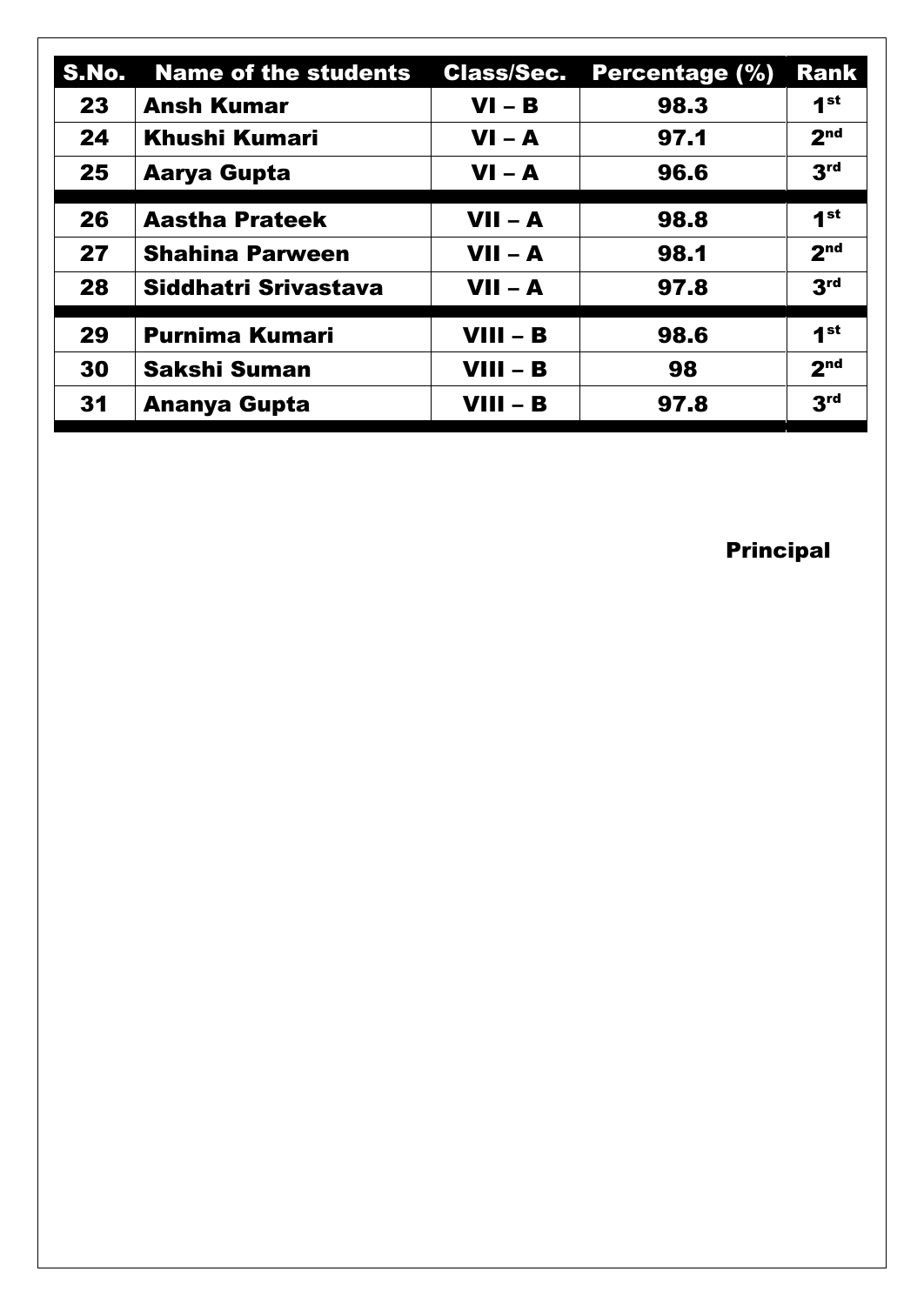| S.No. | Name of the students | Class/Sec. | Percentage (%) | Rank |
|---|---|---|---|---|
| 23 | Ansh Kumar | VI – B | 98.3 | 1st |
| 24 | Khushi Kumari | VI – A | 97.1 | 2nd |
| 25 | Aarya Gupta | VI – A | 96.6 | 3rd |
| 26 | Aastha Prateek | VII – A | 98.8 | 1st |
| 27 | Shahina Parween | VII – A | 98.1 | 2nd |
| 28 | Siddhatri Srivastava | VII – A | 97.8 | 3rd |
| 29 | Purnima Kumari | VIII – B | 98.6 | 1st |
| 30 | Sakshi Suman | VIII – B | 98 | 2nd |
| 31 | Ananya Gupta | VIII – B | 97.8 | 3rd |

**Principal**